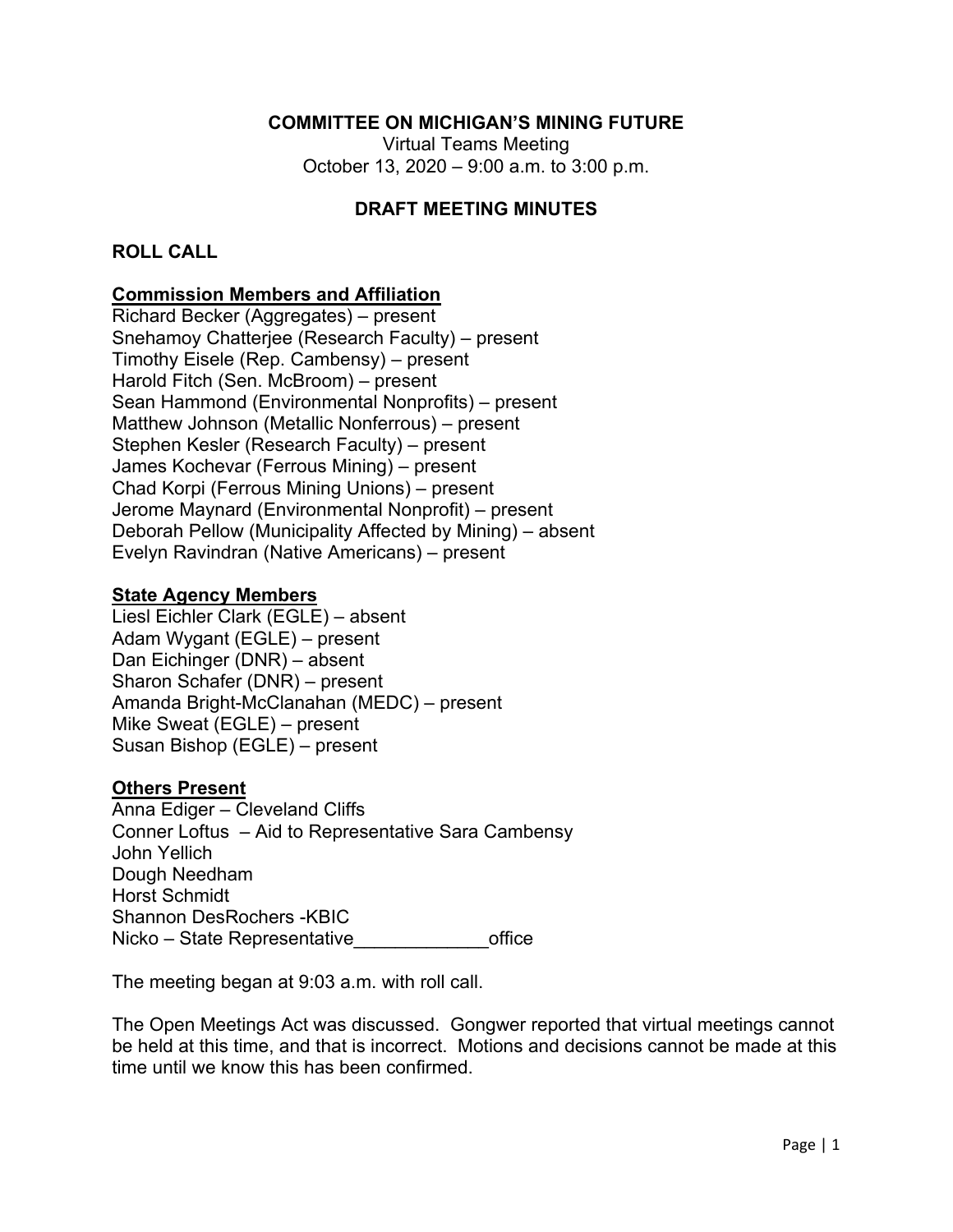**COMMITTEE ON MICHIGAN'S MINING FUTURE**

Virtual Teams Meeting
October 13, 2020 – 9:00 a.m. to 3:00 p.m.

**DRAFT MEETING MINUTES**

## ROLL CALL

**Commission Members and Affiliation**

Richard Becker (Aggregates) – present
Snehamoy Chatterjee (Research Faculty) – present
Timothy Eisele (Rep. Cambensy) – present
Harold Fitch (Sen. McBroom) – present
Sean Hammond (Environmental Nonprofits) – present
Matthew Johnson (Metallic Nonferrous) – present
Stephen Kesler (Research Faculty) – present
James Kochevar (Ferrous Mining) – present
Chad Korpi (Ferrous Mining Unions) – present
Jerome Maynard (Environmental Nonprofit) – present
Deborah Pellow (Municipality Affected by Mining) – absent
Evelyn Ravindran (Native Americans) – present

**State Agency Members**

Liesl Eichler Clark (EGLE) – absent
Adam Wygant (EGLE) – present
Dan Eichinger (DNR) – absent
Sharon Schafer (DNR) – present
Amanda Bright-McClanahan (MEDC) – present
Mike Sweat (EGLE) – present
Susan Bishop (EGLE) – present

**Others Present**

Anna Ediger – Cleveland Cliffs
Conner Loftus – Aid to Representative Sara Cambensy
John Yellich
Dough Needham
Horst Schmidt
Shannon DesRochers -KBIC
Nicko – State Representative_____________office

The meeting began at 9:03 a.m. with roll call.

The Open Meetings Act was discussed. Gongwer reported that virtual meetings cannot be held at this time, and that is incorrect. Motions and decisions cannot be made at this time until we know this has been confirmed.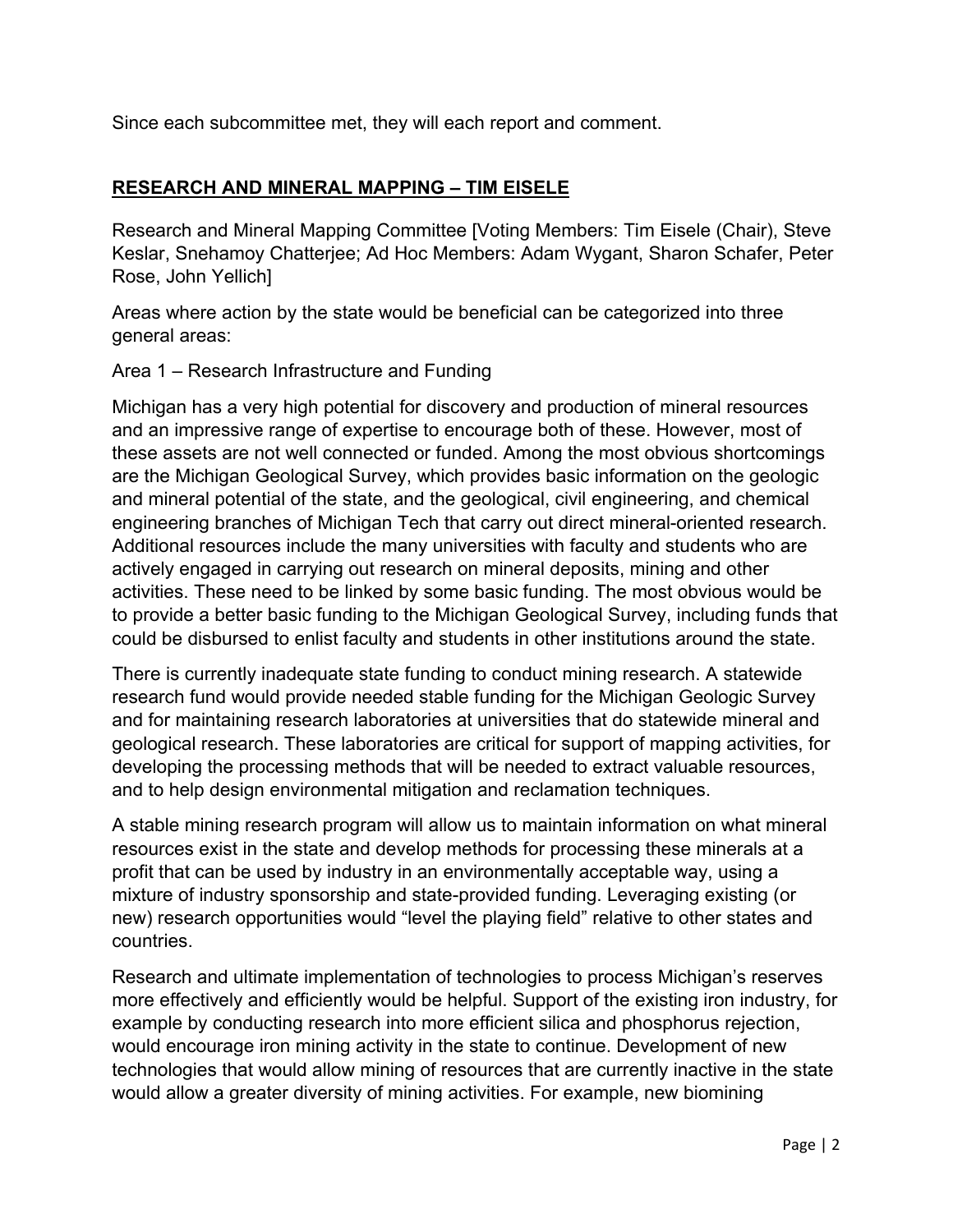Since each subcommittee met, they will each report and comment.

## RESEARCH AND MINERAL MAPPING – TIM EISELE

Research and Mineral Mapping Committee [Voting Members: Tim Eisele (Chair), Steve Keslar, Snehamoy Chatterjee; Ad Hoc Members: Adam Wygant, Sharon Schafer, Peter Rose, John Yellich]

Areas where action by the state would be beneficial can be categorized into three general areas:

Area 1 – Research Infrastructure and Funding

Michigan has a very high potential for discovery and production of mineral resources and an impressive range of expertise to encourage both of these. However, most of these assets are not well connected or funded. Among the most obvious shortcomings are the Michigan Geological Survey, which provides basic information on the geologic and mineral potential of the state, and the geological, civil engineering, and chemical engineering branches of Michigan Tech that carry out direct mineral-oriented research. Additional resources include the many universities with faculty and students who are actively engaged in carrying out research on mineral deposits, mining and other activities. These need to be linked by some basic funding. The most obvious would be to provide a better basic funding to the Michigan Geological Survey, including funds that could be disbursed to enlist faculty and students in other institutions around the state.

There is currently inadequate state funding to conduct mining research. A statewide research fund would provide needed stable funding for the Michigan Geologic Survey and for maintaining research laboratories at universities that do statewide mineral and geological research. These laboratories are critical for support of mapping activities, for developing the processing methods that will be needed to extract valuable resources, and to help design environmental mitigation and reclamation techniques.

A stable mining research program will allow us to maintain information on what mineral resources exist in the state and develop methods for processing these minerals at a profit that can be used by industry in an environmentally acceptable way, using a mixture of industry sponsorship and state-provided funding. Leveraging existing (or new) research opportunities would "level the playing field" relative to other states and countries.

Research and ultimate implementation of technologies to process Michigan's reserves more effectively and efficiently would be helpful. Support of the existing iron industry, for example by conducting research into more efficient silica and phosphorus rejection, would encourage iron mining activity in the state to continue. Development of new technologies that would allow mining of resources that are currently inactive in the state would allow a greater diversity of mining activities. For example, new biomining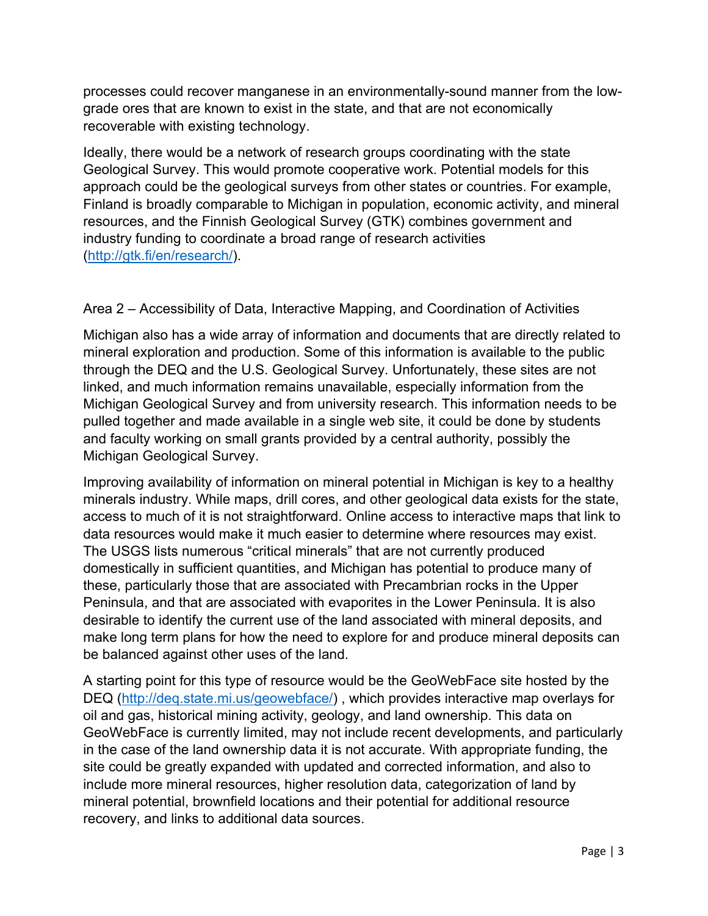processes could recover manganese in an environmentally-sound manner from the low-grade ores that are known to exist in the state, and that are not economically recoverable with existing technology.

Ideally, there would be a network of research groups coordinating with the state Geological Survey. This would promote cooperative work. Potential models for this approach could be the geological surveys from other states or countries. For example, Finland is broadly comparable to Michigan in population, economic activity, and mineral resources, and the Finnish Geological Survey (GTK) combines government and industry funding to coordinate a broad range of research activities (http://gtk.fi/en/research/).

## Area 2 – Accessibility of Data, Interactive Mapping, and Coordination of Activities

Michigan also has a wide array of information and documents that are directly related to mineral exploration and production. Some of this information is available to the public through the DEQ and the U.S. Geological Survey. Unfortunately, these sites are not linked, and much information remains unavailable, especially information from the Michigan Geological Survey and from university research. This information needs to be pulled together and made available in a single web site, it could be done by students and faculty working on small grants provided by a central authority, possibly the Michigan Geological Survey.

Improving availability of information on mineral potential in Michigan is key to a healthy minerals industry. While maps, drill cores, and other geological data exists for the state, access to much of it is not straightforward. Online access to interactive maps that link to data resources would make it much easier to determine where resources may exist. The USGS lists numerous "critical minerals" that are not currently produced domestically in sufficient quantities, and Michigan has potential to produce many of these, particularly those that are associated with Precambrian rocks in the Upper Peninsula, and that are associated with evaporites in the Lower Peninsula. It is also desirable to identify the current use of the land associated with mineral deposits, and make long term plans for how the need to explore for and produce mineral deposits can be balanced against other uses of the land.

A starting point for this type of resource would be the GeoWebFace site hosted by the DEQ (http://deq.state.mi.us/geowebface/) , which provides interactive map overlays for oil and gas, historical mining activity, geology, and land ownership. This data on GeoWebFace is currently limited, may not include recent developments, and particularly in the case of the land ownership data it is not accurate. With appropriate funding, the site could be greatly expanded with updated and corrected information, and also to include more mineral resources, higher resolution data, categorization of land by mineral potential, brownfield locations and their potential for additional resource recovery, and links to additional data sources.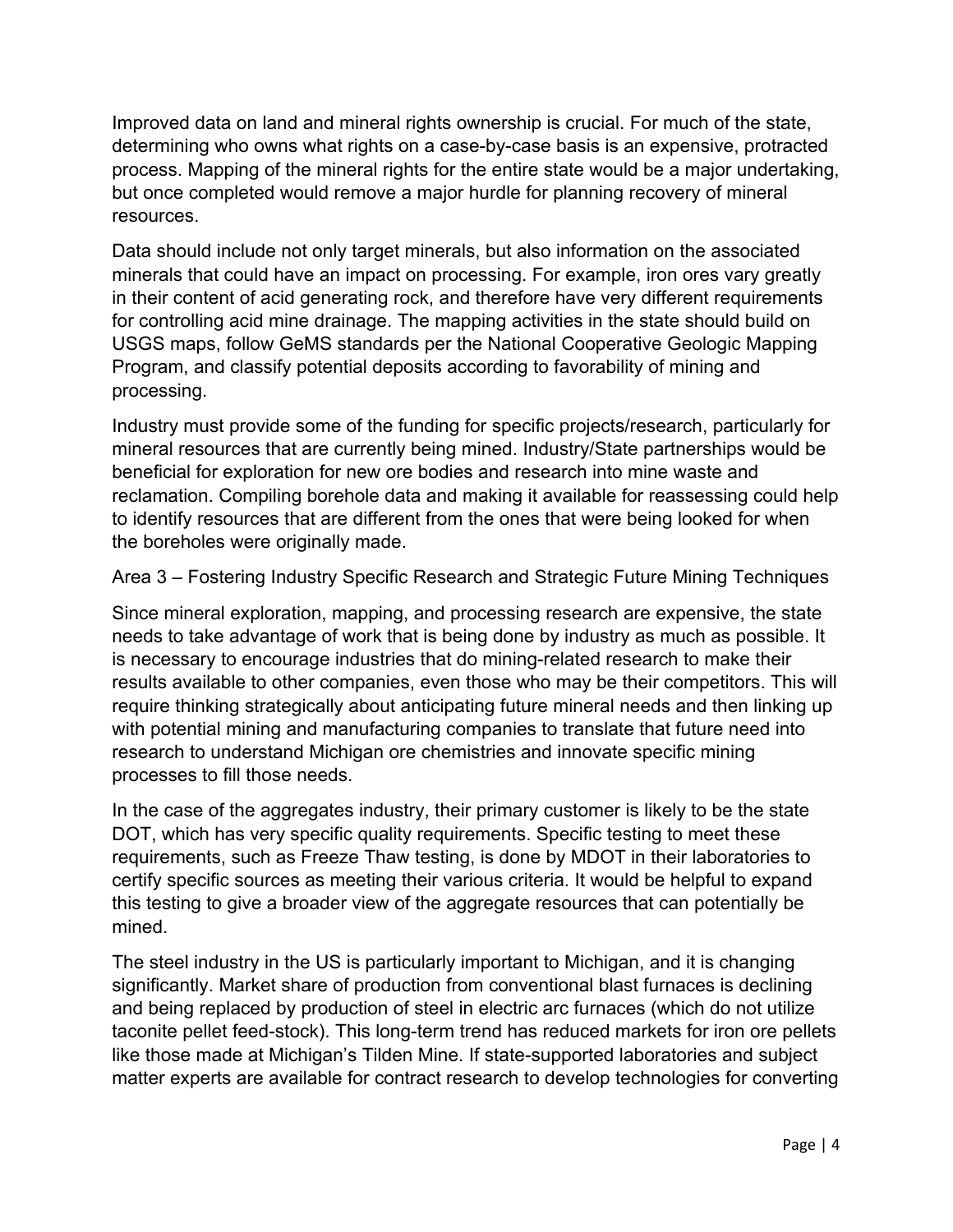Improved data on land and mineral rights ownership is crucial. For much of the state, determining who owns what rights on a case-by-case basis is an expensive, protracted process. Mapping of the mineral rights for the entire state would be a major undertaking, but once completed would remove a major hurdle for planning recovery of mineral resources.

Data should include not only target minerals, but also information on the associated minerals that could have an impact on processing. For example, iron ores vary greatly in their content of acid generating rock, and therefore have very different requirements for controlling acid mine drainage. The mapping activities in the state should build on USGS maps, follow GeMS standards per the National Cooperative Geologic Mapping Program, and classify potential deposits according to favorability of mining and processing.

Industry must provide some of the funding for specific projects/research, particularly for mineral resources that are currently being mined. Industry/State partnerships would be beneficial for exploration for new ore bodies and research into mine waste and reclamation. Compiling borehole data and making it available for reassessing could help to identify resources that are different from the ones that were being looked for when the boreholes were originally made.

## Area 3 – Fostering Industry Specific Research and Strategic Future Mining Techniques

Since mineral exploration, mapping, and processing research are expensive, the state needs to take advantage of work that is being done by industry as much as possible. It is necessary to encourage industries that do mining-related research to make their results available to other companies, even those who may be their competitors. This will require thinking strategically about anticipating future mineral needs and then linking up with potential mining and manufacturing companies to translate that future need into research to understand Michigan ore chemistries and innovate specific mining processes to fill those needs.

In the case of the aggregates industry, their primary customer is likely to be the state DOT, which has very specific quality requirements. Specific testing to meet these requirements, such as Freeze Thaw testing, is done by MDOT in their laboratories to certify specific sources as meeting their various criteria. It would be helpful to expand this testing to give a broader view of the aggregate resources that can potentially be mined.

The steel industry in the US is particularly important to Michigan, and it is changing significantly. Market share of production from conventional blast furnaces is declining and being replaced by production of steel in electric arc furnaces (which do not utilize taconite pellet feed-stock). This long-term trend has reduced markets for iron ore pellets like those made at Michigan's Tilden Mine. If state-supported laboratories and subject matter experts are available for contract research to develop technologies for converting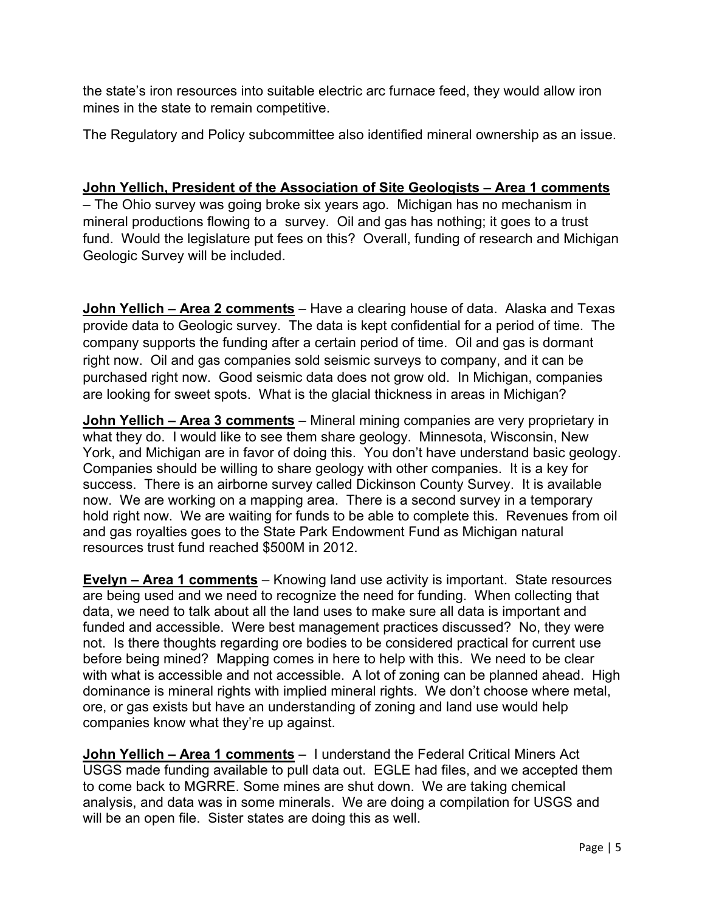the state's iron resources into suitable electric arc furnace feed, they would allow iron mines in the state to remain competitive.

The Regulatory and Policy subcommittee also identified mineral ownership as an issue.

**John Yellich, President of the Association of Site Geologists – Area 1 comments** – The Ohio survey was going broke six years ago. Michigan has no mechanism in mineral productions flowing to a survey. Oil and gas has nothing; it goes to a trust fund. Would the legislature put fees on this? Overall, funding of research and Michigan Geologic Survey will be included.

**John Yellich – Area 2 comments** – Have a clearing house of data. Alaska and Texas provide data to Geologic survey. The data is kept confidential for a period of time. The company supports the funding after a certain period of time. Oil and gas is dormant right now. Oil and gas companies sold seismic surveys to company, and it can be purchased right now. Good seismic data does not grow old. In Michigan, companies are looking for sweet spots. What is the glacial thickness in areas in Michigan?

**John Yellich – Area 3 comments** – Mineral mining companies are very proprietary in what they do. I would like to see them share geology. Minnesota, Wisconsin, New York, and Michigan are in favor of doing this. You don't have understand basic geology. Companies should be willing to share geology with other companies. It is a key for success. There is an airborne survey called Dickinson County Survey. It is available now. We are working on a mapping area. There is a second survey in a temporary hold right now. We are waiting for funds to be able to complete this. Revenues from oil and gas royalties goes to the State Park Endowment Fund as Michigan natural resources trust fund reached $500M in 2012.

**Evelyn – Area 1 comments** – Knowing land use activity is important. State resources are being used and we need to recognize the need for funding. When collecting that data, we need to talk about all the land uses to make sure all data is important and funded and accessible. Were best management practices discussed? No, they were not. Is there thoughts regarding ore bodies to be considered practical for current use before being mined? Mapping comes in here to help with this. We need to be clear with what is accessible and not accessible. A lot of zoning can be planned ahead. High dominance is mineral rights with implied mineral rights. We don't choose where metal, ore, or gas exists but have an understanding of zoning and land use would help companies know what they're up against.

**John Yellich – Area 1 comments** – I understand the Federal Critical Miners Act USGS made funding available to pull data out. EGLE had files, and we accepted them to come back to MGRRE. Some mines are shut down. We are taking chemical analysis, and data was in some minerals. We are doing a compilation for USGS and will be an open file. Sister states are doing this as well.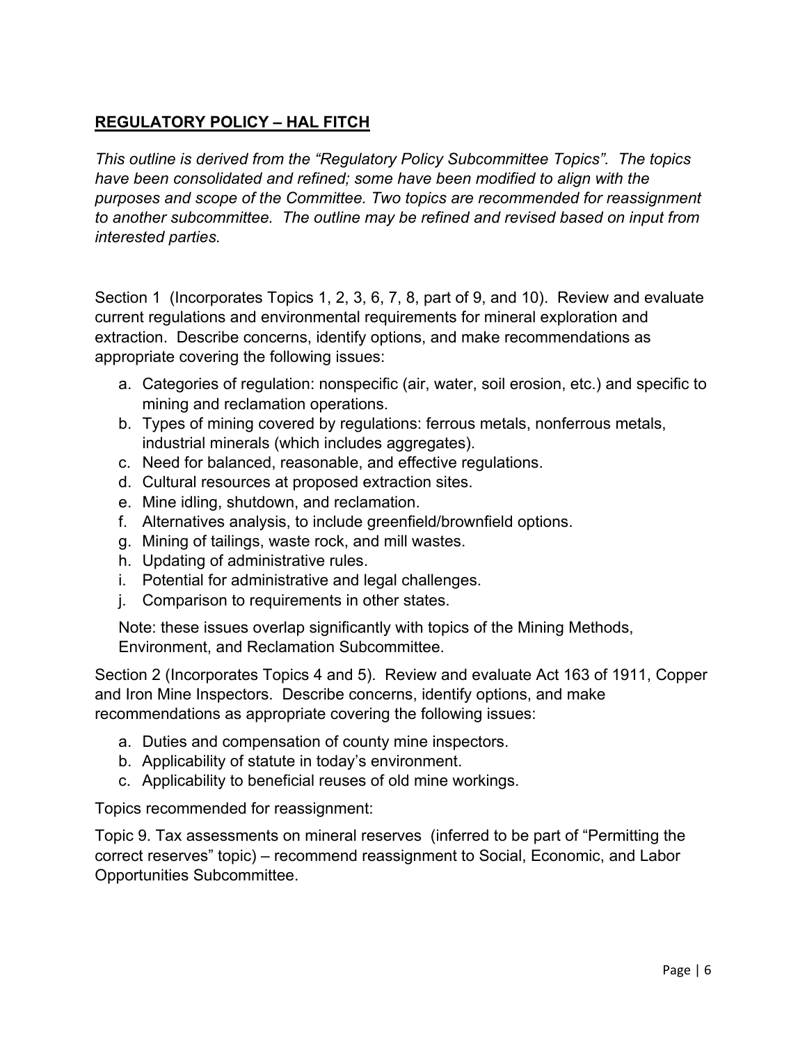## **REGULATORY POLICY – HAL FITCH**

*This outline is derived from the "Regulatory Policy Subcommittee Topics". The topics have been consolidated and refined; some have been modified to align with the purposes and scope of the Committee. Two topics are recommended for reassignment to another subcommittee. The outline may be refined and revised based on input from interested parties.*

Section 1 (Incorporates Topics 1, 2, 3, 6, 7, 8, part of 9, and 10). Review and evaluate current regulations and environmental requirements for mineral exploration and extraction. Describe concerns, identify options, and make recommendations as appropriate covering the following issues:

a. Categories of regulation: nonspecific (air, water, soil erosion, etc.) and specific to mining and reclamation operations.
b. Types of mining covered by regulations: ferrous metals, nonferrous metals, industrial minerals (which includes aggregates).
c. Need for balanced, reasonable, and effective regulations.
d. Cultural resources at proposed extraction sites.
e. Mine idling, shutdown, and reclamation.
f. Alternatives analysis, to include greenfield/brownfield options.
g. Mining of tailings, waste rock, and mill wastes.
h. Updating of administrative rules.
i. Potential for administrative and legal challenges.
j. Comparison to requirements in other states.

Note: these issues overlap significantly with topics of the Mining Methods, Environment, and Reclamation Subcommittee.

Section 2 (Incorporates Topics 4 and 5). Review and evaluate Act 163 of 1911, Copper and Iron Mine Inspectors. Describe concerns, identify options, and make recommendations as appropriate covering the following issues:

a. Duties and compensation of county mine inspectors.
b. Applicability of statute in today's environment.
c. Applicability to beneficial reuses of old mine workings.

Topics recommended for reassignment:

Topic 9. Tax assessments on mineral reserves (inferred to be part of "Permitting the correct reserves" topic) – recommend reassignment to Social, Economic, and Labor Opportunities Subcommittee.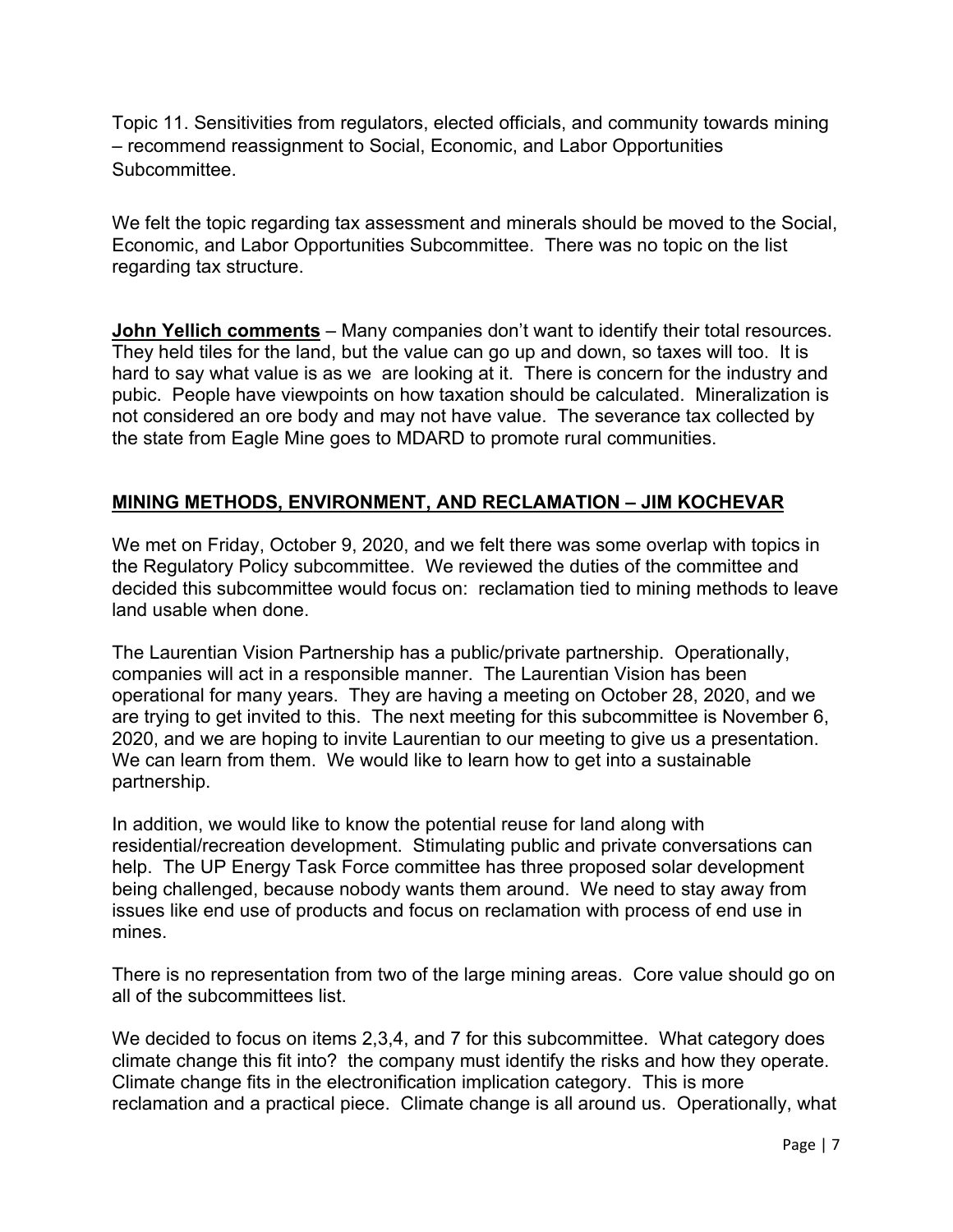Topic 11. Sensitivities from regulators, elected officials, and community towards mining – recommend reassignment to Social, Economic, and Labor Opportunities Subcommittee.

We felt the topic regarding tax assessment and minerals should be moved to the Social, Economic, and Labor Opportunities Subcommittee. There was no topic on the list regarding tax structure.

**John Yellich comments** – Many companies don't want to identify their total resources. They held tiles for the land, but the value can go up and down, so taxes will too. It is hard to say what value is as we are looking at it. There is concern for the industry and pubic. People have viewpoints on how taxation should be calculated. Mineralization is not considered an ore body and may not have value. The severance tax collected by the state from Eagle Mine goes to MDARD to promote rural communities.

## MINING METHODS, ENVIRONMENT, AND RECLAMATION – JIM KOCHEVAR

We met on Friday, October 9, 2020, and we felt there was some overlap with topics in the Regulatory Policy subcommittee. We reviewed the duties of the committee and decided this subcommittee would focus on: reclamation tied to mining methods to leave land usable when done.

The Laurentian Vision Partnership has a public/private partnership. Operationally, companies will act in a responsible manner. The Laurentian Vision has been operational for many years. They are having a meeting on October 28, 2020, and we are trying to get invited to this. The next meeting for this subcommittee is November 6, 2020, and we are hoping to invite Laurentian to our meeting to give us a presentation. We can learn from them. We would like to learn how to get into a sustainable partnership.

In addition, we would like to know the potential reuse for land along with residential/recreation development. Stimulating public and private conversations can help. The UP Energy Task Force committee has three proposed solar development being challenged, because nobody wants them around. We need to stay away from issues like end use of products and focus on reclamation with process of end use in mines.

There is no representation from two of the large mining areas. Core value should go on all of the subcommittees list.

We decided to focus on items 2,3,4, and 7 for this subcommittee. What category does climate change this fit into? the company must identify the risks and how they operate. Climate change fits in the electronification implication category. This is more reclamation and a practical piece. Climate change is all around us. Operationally, what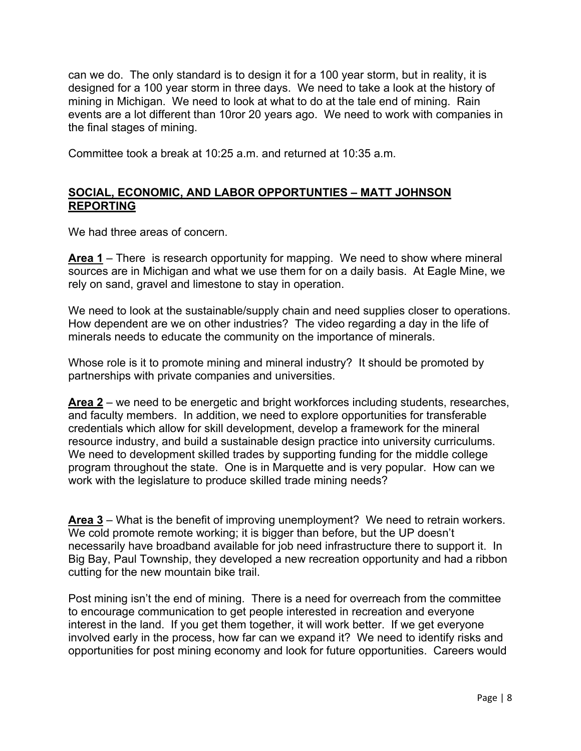can we do. The only standard is to design it for a 100 year storm, but in reality, it is designed for a 100 year storm in three days. We need to take a look at the history of mining in Michigan. We need to look at what to do at the tale end of mining. Rain events are a lot different than 10ror 20 years ago. We need to work with companies in the final stages of mining.

Committee took a break at 10:25 a.m. and returned at 10:35 a.m.

**SOCIAL, ECONOMIC, AND LABOR OPPORTUNTIES – MATT JOHNSON REPORTING**

We had three areas of concern.

**Area 1** – There is research opportunity for mapping. We need to show where mineral sources are in Michigan and what we use them for on a daily basis. At Eagle Mine, we rely on sand, gravel and limestone to stay in operation.

We need to look at the sustainable/supply chain and need supplies closer to operations. How dependent are we on other industries? The video regarding a day in the life of minerals needs to educate the community on the importance of minerals.

Whose role is it to promote mining and mineral industry? It should be promoted by partnerships with private companies and universities.

**Area 2** – we need to be energetic and bright workforces including students, researches, and faculty members. In addition, we need to explore opportunities for transferable credentials which allow for skill development, develop a framework for the mineral resource industry, and build a sustainable design practice into university curriculums. We need to development skilled trades by supporting funding for the middle college program throughout the state. One is in Marquette and is very popular. How can we work with the legislature to produce skilled trade mining needs?

**Area 3** – What is the benefit of improving unemployment? We need to retrain workers. We cold promote remote working; it is bigger than before, but the UP doesn't necessarily have broadband available for job need infrastructure there to support it. In Big Bay, Paul Township, they developed a new recreation opportunity and had a ribbon cutting for the new mountain bike trail.

Post mining isn't the end of mining. There is a need for overreach from the committee to encourage communication to get people interested in recreation and everyone interest in the land. If you get them together, it will work better. If we get everyone involved early in the process, how far can we expand it? We need to identify risks and opportunities for post mining economy and look for future opportunities. Careers would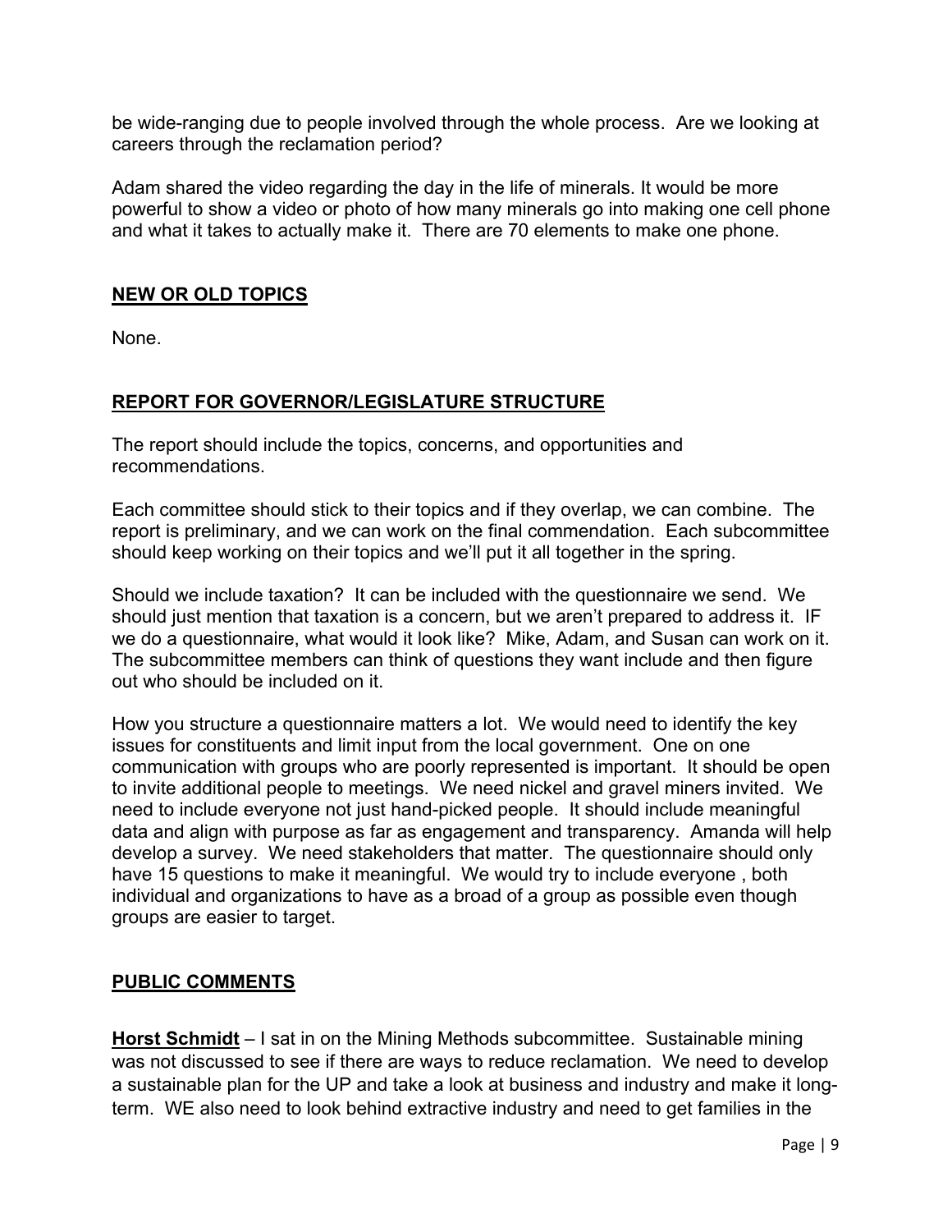be wide-ranging due to people involved through the whole process. Are we looking at careers through the reclamation period?

Adam shared the video regarding the day in the life of minerals. It would be more powerful to show a video or photo of how many minerals go into making one cell phone and what it takes to actually make it. There are 70 elements to make one phone.

## NEW OR OLD TOPICS

None.

## REPORT FOR GOVERNOR/LEGISLATURE STRUCTURE

The report should include the topics, concerns, and opportunities and recommendations.

Each committee should stick to their topics and if they overlap, we can combine. The report is preliminary, and we can work on the final commendation. Each subcommittee should keep working on their topics and we'll put it all together in the spring.

Should we include taxation? It can be included with the questionnaire we send. We should just mention that taxation is a concern, but we aren't prepared to address it. IF we do a questionnaire, what would it look like? Mike, Adam, and Susan can work on it. The subcommittee members can think of questions they want include and then figure out who should be included on it.

How you structure a questionnaire matters a lot. We would need to identify the key issues for constituents and limit input from the local government. One on one communication with groups who are poorly represented is important. It should be open to invite additional people to meetings. We need nickel and gravel miners invited. We need to include everyone not just hand-picked people. It should include meaningful data and align with purpose as far as engagement and transparency. Amanda will help develop a survey. We need stakeholders that matter. The questionnaire should only have 15 questions to make it meaningful. We would try to include everyone , both individual and organizations to have as a broad of a group as possible even though groups are easier to target.

## PUBLIC COMMENTS

**Horst Schmidt** – I sat in on the Mining Methods subcommittee. Sustainable mining was not discussed to see if there are ways to reduce reclamation. We need to develop a sustainable plan for the UP and take a look at business and industry and make it long-term. WE also need to look behind extractive industry and need to get families in the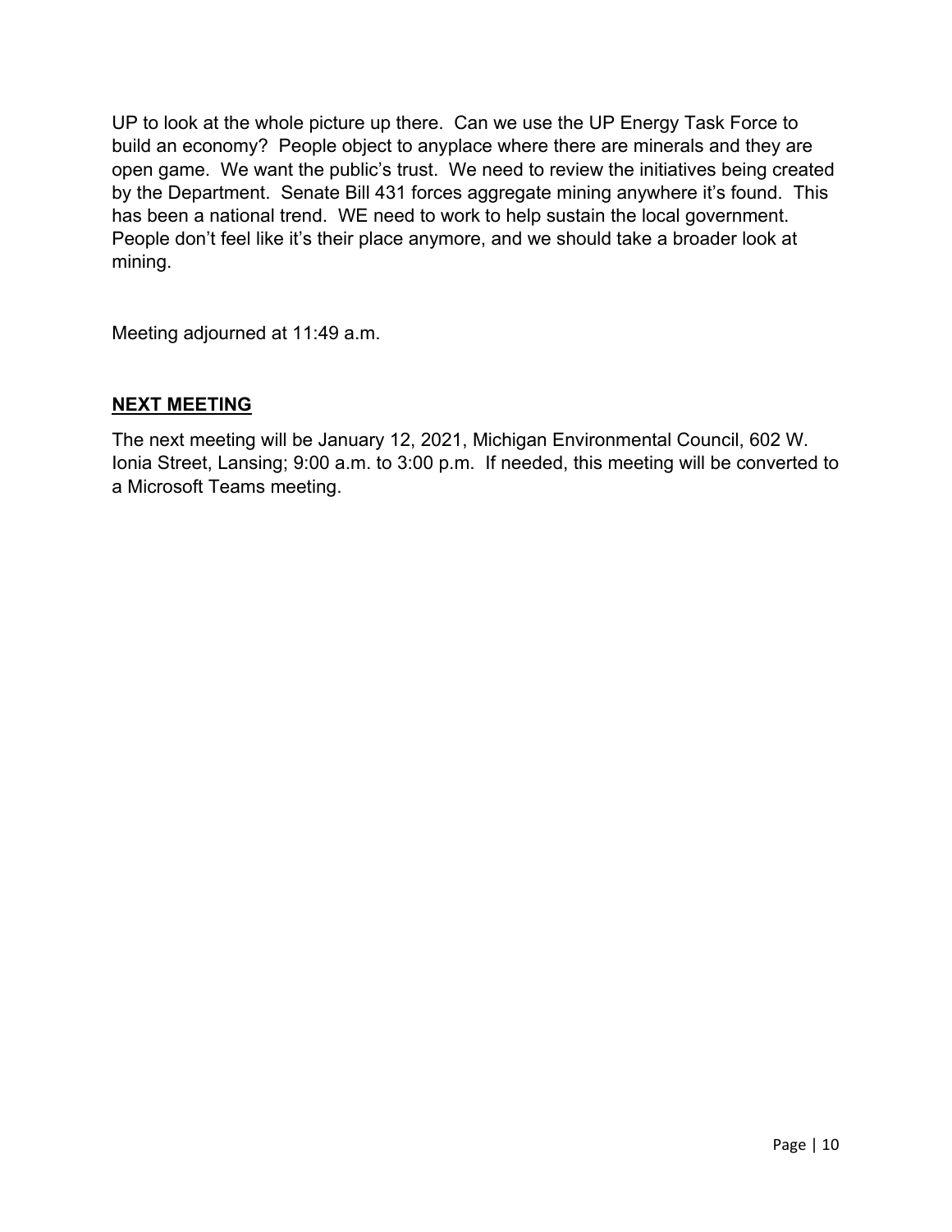UP to look at the whole picture up there. Can we use the UP Energy Task Force to build an economy? People object to anyplace where there are minerals and they are open game. We want the public's trust. We need to review the initiatives being created by the Department. Senate Bill 431 forces aggregate mining anywhere it's found. This has been a national trend. WE need to work to help sustain the local government. People don't feel like it's their place anymore, and we should take a broader look at mining.

Meeting adjourned at 11:49 a.m.

## NEXT MEETING

The next meeting will be January 12, 2021, Michigan Environmental Council, 602 W. Ionia Street, Lansing; 9:00 a.m. to 3:00 p.m. If needed, this meeting will be converted to a Microsoft Teams meeting.